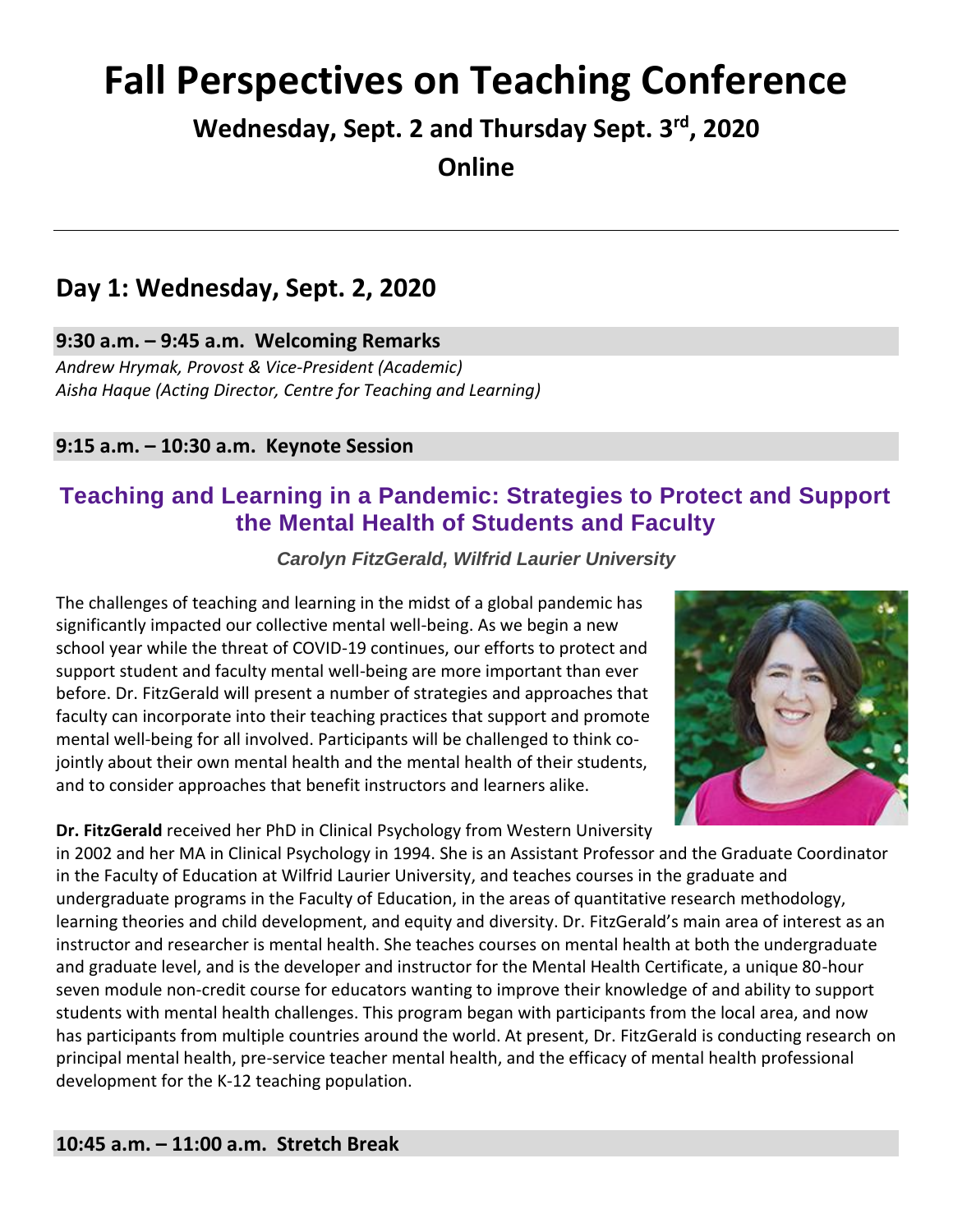# Fall Perspectives on Teaching Conference

**Wednesday, Sept. 2 and Thursday Sept. 3rd, 2020**

**Online**

---

## Day 1: Wednesday, Sept. 2, 2020

### 9:30 a.m. – 9:45 a.m. Welcoming Remarks

*Andrew Hrymak, Provost & Vice-President (Academic)*
*Aisha Haque (Acting Director, Centre for Teaching and Learning)*

### 9:15 a.m. – 10:30 a.m. Keynote Session

## Teaching and Learning in a Pandemic: Strategies to Protect and Support the Mental Health of Students and Faculty

***Carolyn FitzGerald, Wilfrid Laurier University***

The challenges of teaching and learning in the midst of a global pandemic has significantly impacted our collective mental well-being. As we begin a new school year while the threat of COVID-19 continues, our efforts to protect and support student and faculty mental well-being are more important than ever before. Dr. FitzGerald will present a number of strategies and approaches that faculty can incorporate into their teaching practices that support and promote mental well-being for all involved. Participants will be challenged to think co-jointly about their own mental health and the mental health of their students, and to consider approaches that benefit instructors and learners alike.

**Dr. FitzGerald** received her PhD in Clinical Psychology from Western University in 2002 and her MA in Clinical Psychology in 1994. She is an Assistant Professor and the Graduate Coordinator in the Faculty of Education at Wilfrid Laurier University, and teaches courses in the graduate and undergraduate programs in the Faculty of Education, in the areas of quantitative research methodology, learning theories and child development, and equity and diversity. Dr. FitzGerald's main area of interest as an instructor and researcher is mental health. She teaches courses on mental health at both the undergraduate and graduate level, and is the developer and instructor for the Mental Health Certificate, a unique 80-hour seven module non-credit course for educators wanting to improve their knowledge of and ability to support students with mental health challenges. This program began with participants from the local area, and now has participants from multiple countries around the world. At present, Dr. FitzGerald is conducting research on principal mental health, pre-service teacher mental health, and the efficacy of mental health professional development for the K-12 teaching population.

### 10:45 a.m. – 11:00 a.m. Stretch Break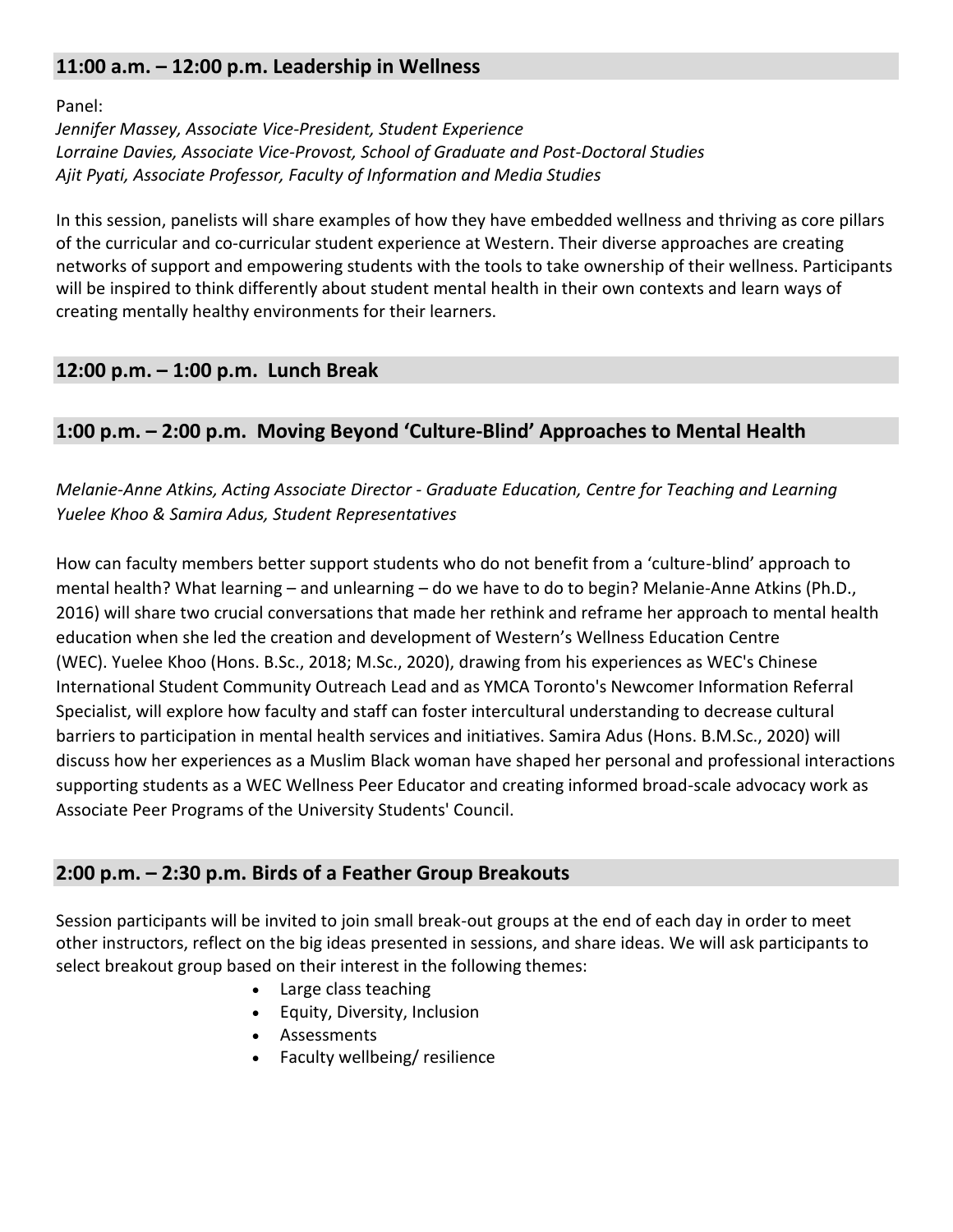## 11:00 a.m. – 12:00 p.m. Leadership in Wellness

Panel:
*Jennifer Massey, Associate Vice-President, Student Experience*
*Lorraine Davies, Associate Vice-Provost, School of Graduate and Post-Doctoral Studies*
*Ajit Pyati, Associate Professor, Faculty of Information and Media Studies*

In this session, panelists will share examples of how they have embedded wellness and thriving as core pillars of the curricular and co-curricular student experience at Western. Their diverse approaches are creating networks of support and empowering students with the tools to take ownership of their wellness. Participants will be inspired to think differently about student mental health in their own contexts and learn ways of creating mentally healthy environments for their learners.

## 12:00 p.m. – 1:00 p.m. Lunch Break

## 1:00 p.m. – 2:00 p.m. Moving Beyond 'Culture-Blind' Approaches to Mental Health

*Melanie-Anne Atkins, Acting Associate Director - Graduate Education, Centre for Teaching and Learning*
*Yuelee Khoo & Samira Adus, Student Representatives*

How can faculty members better support students who do not benefit from a 'culture-blind' approach to mental health? What learning – and unlearning – do we have to do to begin? Melanie-Anne Atkins (Ph.D., 2016) will share two crucial conversations that made her rethink and reframe her approach to mental health education when she led the creation and development of Western's Wellness Education Centre (WEC). Yuelee Khoo (Hons. B.Sc., 2018; M.Sc., 2020), drawing from his experiences as WEC's Chinese International Student Community Outreach Lead and as YMCA Toronto's Newcomer Information Referral Specialist, will explore how faculty and staff can foster intercultural understanding to decrease cultural barriers to participation in mental health services and initiatives. Samira Adus (Hons. B.M.Sc., 2020) will discuss how her experiences as a Muslim Black woman have shaped her personal and professional interactions supporting students as a WEC Wellness Peer Educator and creating informed broad-scale advocacy work as Associate Peer Programs of the University Students' Council.

## 2:00 p.m. – 2:30 p.m. Birds of a Feather Group Breakouts

Session participants will be invited to join small break-out groups at the end of each day in order to meet other instructors, reflect on the big ideas presented in sessions, and share ideas. We will ask participants to select breakout group based on their interest in the following themes:

- Large class teaching
- Equity, Diversity, Inclusion
- Assessments
- Faculty wellbeing/ resilience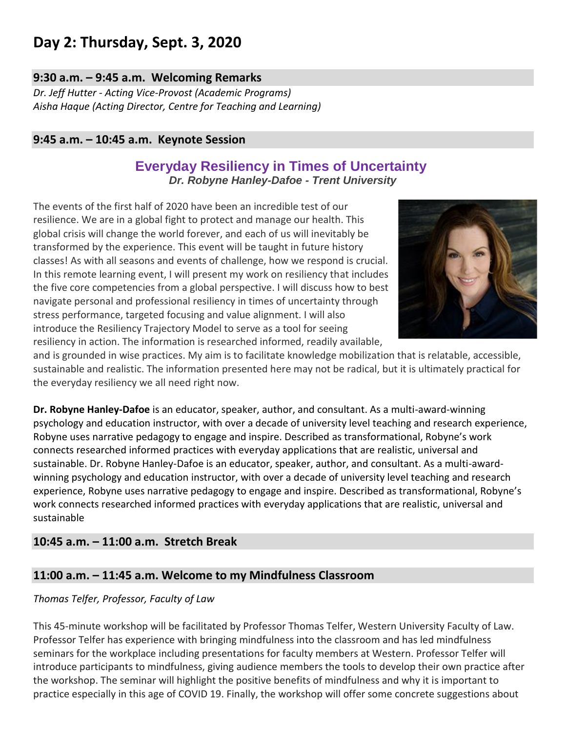# Day 2: Thursday, Sept. 3, 2020

## 9:30 a.m. – 9:45 a.m. Welcoming Remarks

*Dr. Jeff Hutter - Acting Vice-Provost (Academic Programs)*
*Aisha Haque (Acting Director, Centre for Teaching and Learning)*

## 9:45 a.m. – 10:45 a.m. Keynote Session

### Everyday Resiliency in Times of Uncertainty

***Dr. Robyne Hanley-Dafoe - Trent University***

The events of the first half of 2020 have been an incredible test of our resilience. We are in a global fight to protect and manage our health. This global crisis will change the world forever, and each of us will inevitably be transformed by the experience. This event will be taught in future history classes! As with all seasons and events of challenge, how we respond is crucial. In this remote learning event, I will present my work on resiliency that includes the five core competencies from a global perspective. I will discuss how to best navigate personal and professional resiliency in times of uncertainty through stress performance, targeted focusing and value alignment. I will also introduce the Resiliency Trajectory Model to serve as a tool for seeing resiliency in action. The information is researched informed, readily available, and is grounded in wise practices. My aim is to facilitate knowledge mobilization that is relatable, accessible, sustainable and realistic. The information presented here may not be radical, but it is ultimately practical for the everyday resiliency we all need right now.

**Dr. Robyne Hanley-Dafoe** is an educator, speaker, author, and consultant. As a multi-award-winning psychology and education instructor, with over a decade of university level teaching and research experience, Robyne uses narrative pedagogy to engage and inspire. Described as transformational, Robyne's work connects researched informed practices with everyday applications that are realistic, universal and sustainable. Dr. Robyne Hanley-Dafoe is an educator, speaker, author, and consultant. As a multi-award-winning psychology and education instructor, with over a decade of university level teaching and research experience, Robyne uses narrative pedagogy to engage and inspire. Described as transformational, Robyne's work connects researched informed practices with everyday applications that are realistic, universal and sustainable

## 10:45 a.m. – 11:00 a.m. Stretch Break

## 11:00 a.m. – 11:45 a.m. Welcome to my Mindfulness Classroom

*Thomas Telfer, Professor, Faculty of Law*

This 45-minute workshop will be facilitated by Professor Thomas Telfer, Western University Faculty of Law. Professor Telfer has experience with bringing mindfulness into the classroom and has led mindfulness seminars for the workplace including presentations for faculty members at Western. Professor Telfer will introduce participants to mindfulness, giving audience members the tools to develop their own practice after the workshop. The seminar will highlight the positive benefits of mindfulness and why it is important to practice especially in this age of COVID 19. Finally, the workshop will offer some concrete suggestions about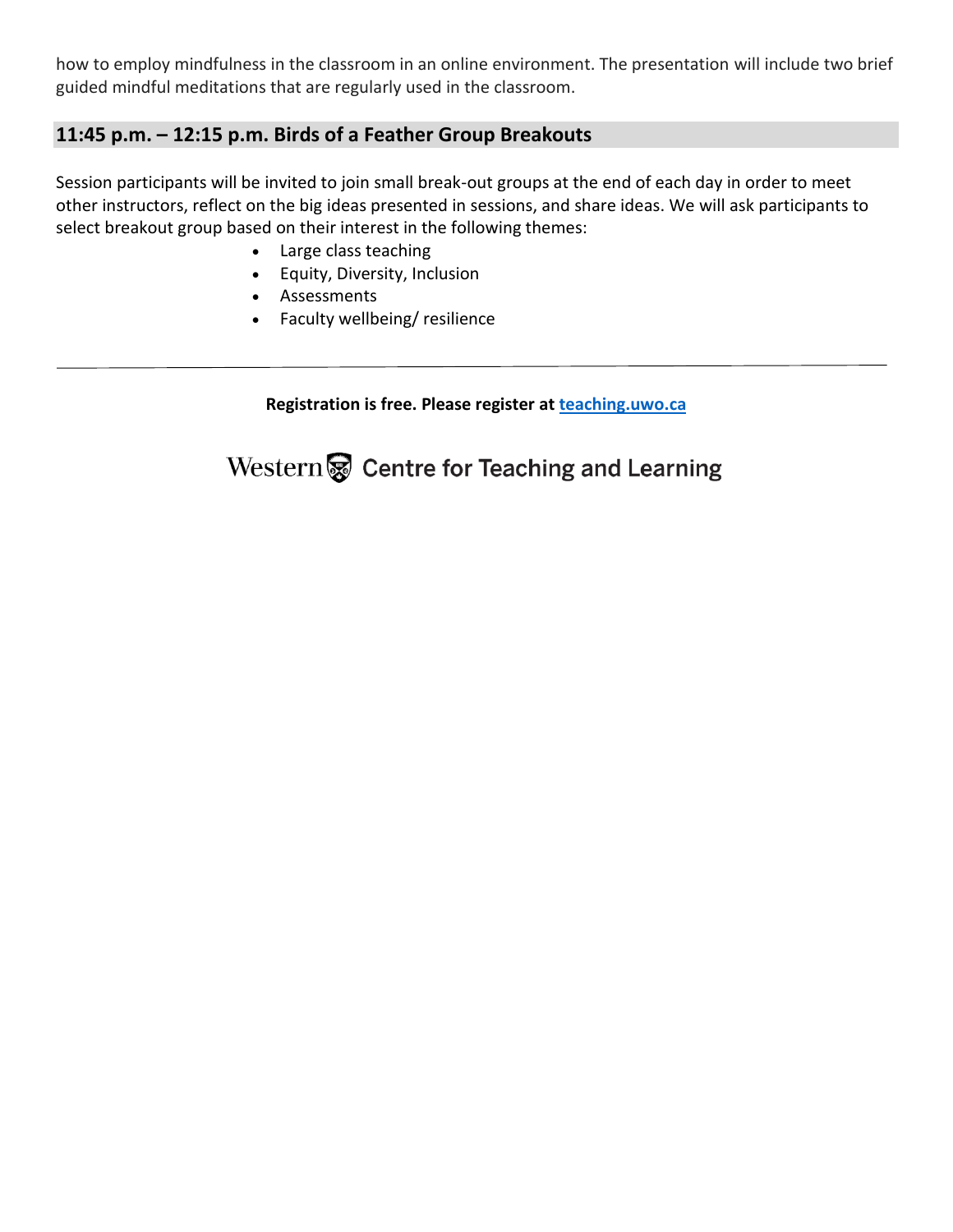how to employ mindfulness in the classroom in an online environment. The presentation will include two brief guided mindful meditations that are regularly used in the classroom.

## 11:45 p.m. – 12:15 p.m. Birds of a Feather Group Breakouts

Session participants will be invited to join small break-out groups at the end of each day in order to meet other instructors, reflect on the big ideas presented in sessions, and share ideas. We will ask participants to select breakout group based on their interest in the following themes:

- Large class teaching
- Equity, Diversity, Inclusion
- Assessments
- Faculty wellbeing/ resilience

---

**Registration is free. Please register at teaching.uwo.ca**

Western Centre for Teaching and Learning